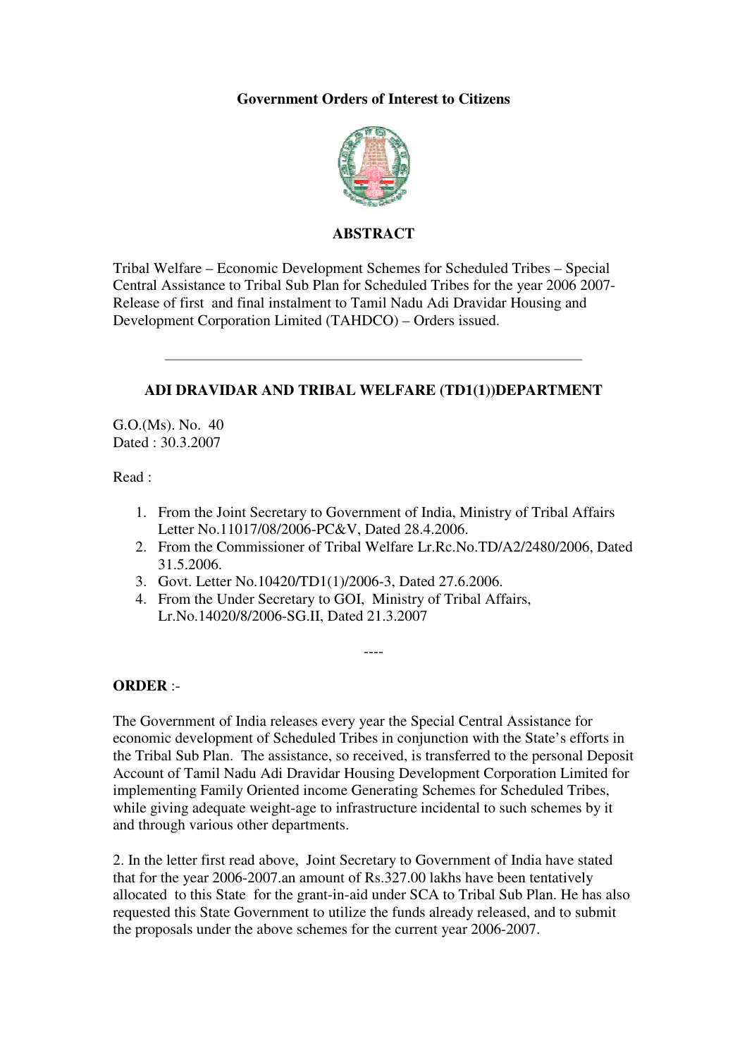**Government Orders of Interest to Citizens**

## ABSTRACT

Tribal Welfare – Economic Development Schemes for Scheduled Tribes – Special Central Assistance to Tribal Sub Plan for Scheduled Tribes for the year 2006 2007- Release of first and final instalment to Tamil Nadu Adi Dravidar Housing and Development Corporation Limited (TAHDCO) – Orders issued.

---

### ADI DRAVIDAR AND TRIBAL WELFARE (TD1(1))DEPARTMENT

G.O.(Ms). No. 40
Dated : 30.3.2007

Read :

1. From the Joint Secretary to Government of India, Ministry of Tribal Affairs Letter No.11017/08/2006-PC&V, Dated 28.4.2006.
2. From the Commissioner of Tribal Welfare Lr.Rc.No.TD/A2/2480/2006, Dated 31.5.2006.
3. Govt. Letter No.10420/TD1(1)/2006-3, Dated 27.6.2006.
4. From the Under Secretary to GOI, Ministry of Tribal Affairs, Lr.No.14020/8/2006-SG.II, Dated 21.3.2007

----

**ORDER** :-

The Government of India releases every year the Special Central Assistance for economic development of Scheduled Tribes in conjunction with the State's efforts in the Tribal Sub Plan. The assistance, so received, is transferred to the personal Deposit Account of Tamil Nadu Adi Dravidar Housing Development Corporation Limited for implementing Family Oriented income Generating Schemes for Scheduled Tribes, while giving adequate weight-age to infrastructure incidental to such schemes by it and through various other departments.

2. In the letter first read above, Joint Secretary to Government of India have stated that for the year 2006-2007.an amount of Rs.327.00 lakhs have been tentatively allocated to this State for the grant-in-aid under SCA to Tribal Sub Plan. He has also requested this State Government to utilize the funds already released, and to submit the proposals under the above schemes for the current year 2006-2007.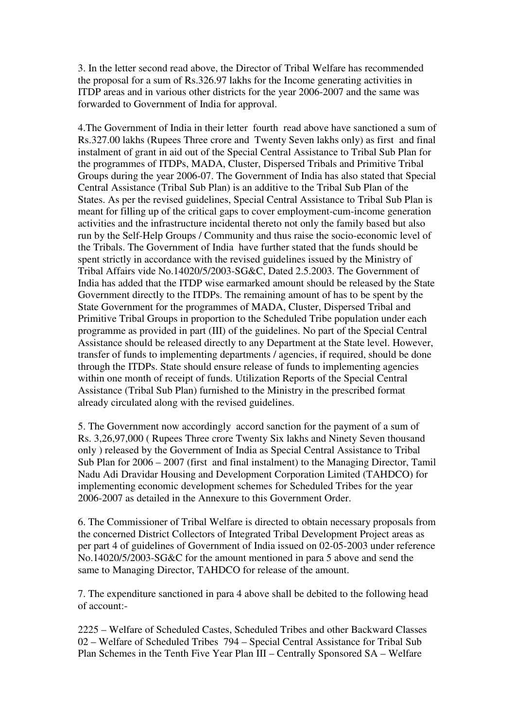3. In the letter second read above, the Director of Tribal Welfare has recommended the proposal for a sum of Rs.326.97 lakhs for the Income generating activities in ITDP areas and in various other districts for the year 2006-2007 and the same was forwarded to Government of India for approval.

4.The Government of India in their letter fourth read above have sanctioned a sum of Rs.327.00 lakhs (Rupees Three crore and Twenty Seven lakhs only) as first and final instalment of grant in aid out of the Special Central Assistance to Tribal Sub Plan for the programmes of ITDPs, MADA, Cluster, Dispersed Tribals and Primitive Tribal Groups during the year 2006-07. The Government of India has also stated that Special Central Assistance (Tribal Sub Plan) is an additive to the Tribal Sub Plan of the States. As per the revised guidelines, Special Central Assistance to Tribal Sub Plan is meant for filling up of the critical gaps to cover employment-cum-income generation activities and the infrastructure incidental thereto not only the family based but also run by the Self-Help Groups / Community and thus raise the socio-economic level of the Tribals. The Government of India have further stated that the funds should be spent strictly in accordance with the revised guidelines issued by the Ministry of Tribal Affairs vide No.14020/5/2003-SG&C, Dated 2.5.2003. The Government of India has added that the ITDP wise earmarked amount should be released by the State Government directly to the ITDPs. The remaining amount of has to be spent by the State Government for the programmes of MADA, Cluster, Dispersed Tribal and Primitive Tribal Groups in proportion to the Scheduled Tribe population under each programme as provided in part (III) of the guidelines. No part of the Special Central Assistance should be released directly to any Department at the State level. However, transfer of funds to implementing departments / agencies, if required, should be done through the ITDPs. State should ensure release of funds to implementing agencies within one month of receipt of funds. Utilization Reports of the Special Central Assistance (Tribal Sub Plan) furnished to the Ministry in the prescribed format already circulated along with the revised guidelines.

5. The Government now accordingly accord sanction for the payment of a sum of Rs. 3,26,97,000 ( Rupees Three crore Twenty Six lakhs and Ninety Seven thousand only ) released by the Government of India as Special Central Assistance to Tribal Sub Plan for 2006 – 2007 (first and final instalment) to the Managing Director, Tamil Nadu Adi Dravidar Housing and Development Corporation Limited (TAHDCO) for implementing economic development schemes for Scheduled Tribes for the year 2006-2007 as detailed in the Annexure to this Government Order.

6. The Commissioner of Tribal Welfare is directed to obtain necessary proposals from the concerned District Collectors of Integrated Tribal Development Project areas as per part 4 of guidelines of Government of India issued on 02-05-2003 under reference No.14020/5/2003-SG&C for the amount mentioned in para 5 above and send the same to Managing Director, TAHDCO for release of the amount.

7. The expenditure sanctioned in para 4 above shall be debited to the following head of account:-

2225 – Welfare of Scheduled Castes, Scheduled Tribes and other Backward Classes 02 – Welfare of Scheduled Tribes 794 – Special Central Assistance for Tribal Sub Plan Schemes in the Tenth Five Year Plan III – Centrally Sponsored SA – Welfare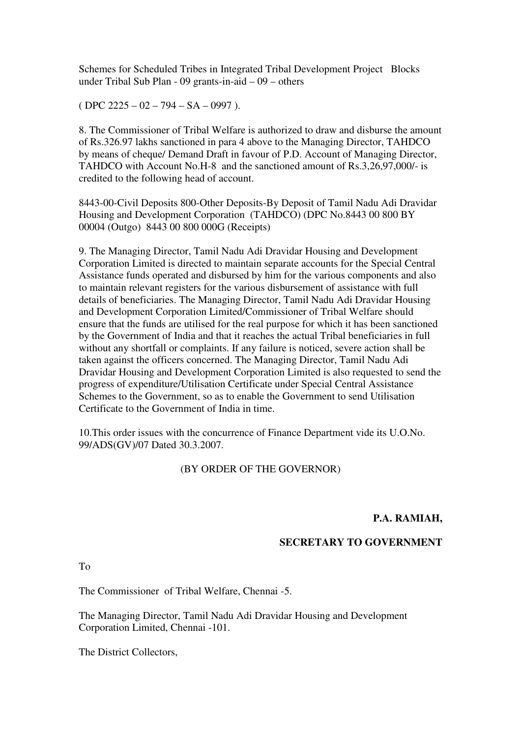Schemes for Scheduled Tribes in Integrated Tribal Development Project Blocks under Tribal Sub Plan - 09 grants-in-aid – 09 – others

( DPC 2225 – 02 – 794 – SA – 0997 ).

8. The Commissioner of Tribal Welfare is authorized to draw and disburse the amount of Rs.326.97 lakhs sanctioned in para 4 above to the Managing Director, TAHDCO by means of cheque/ Demand Draft in favour of P.D. Account of Managing Director, TAHDCO with Account No.H-8 and the sanctioned amount of Rs.3,26,97,000/- is credited to the following head of account.

8443-00-Civil Deposits 800-Other Deposits-By Deposit of Tamil Nadu Adi Dravidar Housing and Development Corporation (TAHDCO) (DPC No.8443 00 800 BY 00004 (Outgo) 8443 00 800 000G (Receipts)

9. The Managing Director, Tamil Nadu Adi Dravidar Housing and Development Corporation Limited is directed to maintain separate accounts for the Special Central Assistance funds operated and disbursed by him for the various components and also to maintain relevant registers for the various disbursement of assistance with full details of beneficiaries. The Managing Director, Tamil Nadu Adi Dravidar Housing and Development Corporation Limited/Commissioner of Tribal Welfare should ensure that the funds are utilised for the real purpose for which it has been sanctioned by the Government of India and that it reaches the actual Tribal beneficiaries in full without any shortfall or complaints. If any failure is noticed, severe action shall be taken against the officers concerned. The Managing Director, Tamil Nadu Adi Dravidar Housing and Development Corporation Limited is also requested to send the progress of expenditure/Utilisation Certificate under Special Central Assistance Schemes to the Government, so as to enable the Government to send Utilisation Certificate to the Government of India in time.

10.This order issues with the concurrence of Finance Department vide its U.O.No. 99/ADS(GV)/07 Dated 30.3.2007.

(BY ORDER OF THE GOVERNOR)

**P.A. RAMIAH,**

**SECRETARY TO GOVERNMENT**

To

The Commissioner of Tribal Welfare, Chennai -5.

The Managing Director, Tamil Nadu Adi Dravidar Housing and Development Corporation Limited, Chennai -101.

The District Collectors,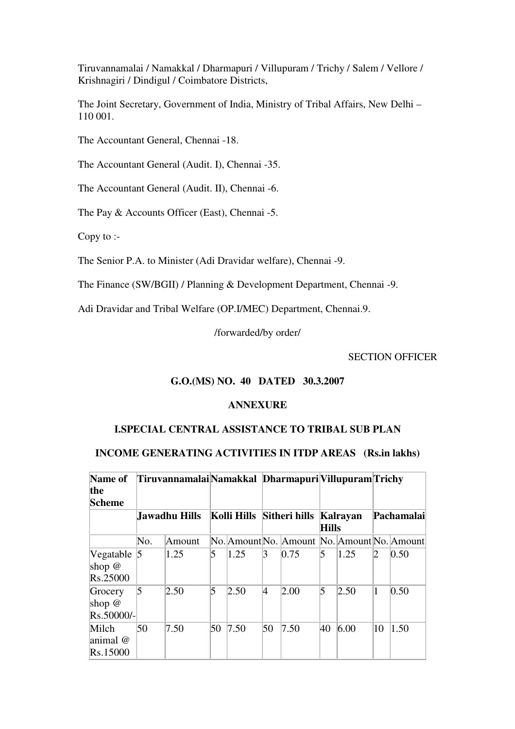Tiruvannamalai / Namakkal / Dharmapuri / Villupuram / Trichy / Salem / Vellore / Krishnagiri / Dindigul / Coimbatore Districts,

The Joint Secretary, Government of India, Ministry of Tribal Affairs, New Delhi – 110 001.

The Accountant General, Chennai -18.

The Accountant General (Audit. I), Chennai -35.

The Accountant General (Audit. II), Chennai -6.

The Pay & Accounts Officer (East), Chennai -5.

Copy to :-

The Senior P.A. to Minister (Adi Dravidar welfare), Chennai -9.

The Finance (SW/BGII) / Planning & Development Department, Chennai -9.

Adi Dravidar and Tribal Welfare (OP.I/MEC) Department, Chennai.9.

/forwarded/by order/

SECTION OFFICER

**G.O.(MS) NO. 40 DATED 30.3.2007**

**ANNEXURE**

**I.SPECIAL CENTRAL ASSISTANCE TO TRIBAL SUB PLAN**

**INCOME GENERATING ACTIVITIES IN ITDP AREAS (Rs.in lakhs)**

| **Name of the Scheme** | **Tiruvannamalai** | | **Namakkal** | | **Dharmapuri** | | **Villupuram** | | **Trichy** | |
|---|---|---|---|---|---|---|---|---|---|---|
| | **Jawadhu Hills** | | **Kolli Hills** | | **Sitheri hills** | | **Kalrayan Hills** | | **Pachamalai** | |
| | No. | Amount | No. | Amount | No. | Amount | No. | Amount | No. | Amount |
| Vegatable shop @ Rs.25000 | 5 | 1.25 | 5 | 1.25 | 3 | 0.75 | 5 | 1.25 | 2 | 0.50 |
| Grocery shop @ Rs.50000/- | 5 | 2.50 | 5 | 2.50 | 4 | 2.00 | 5 | 2.50 | 1 | 0.50 |
| Milch animal @ Rs.15000 | 50 | 7.50 | 50 | 7.50 | 50 | 7.50 | 40 | 6.00 | 10 | 1.50 |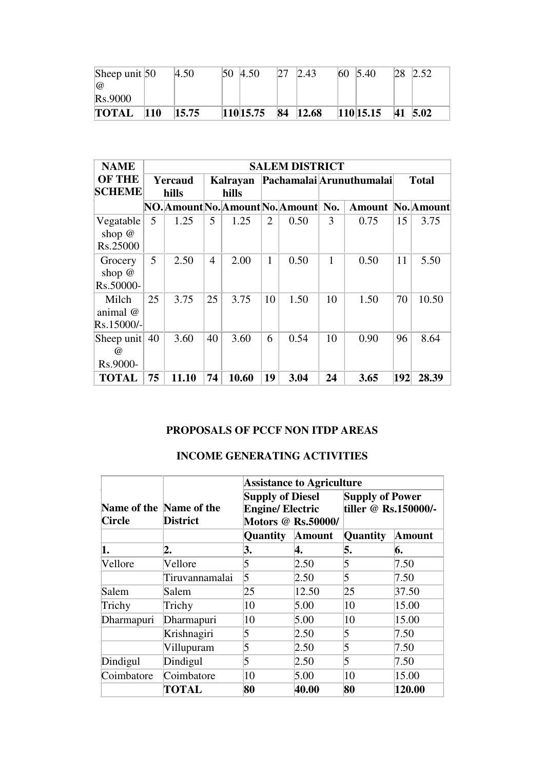| Sheep unit @ Rs.9000 | 50 | 4.50 | 50 | 4.50 | 27 | 2.43 | 60 | 5.40 | 28 | 2.52 |
|---|---|---|---|---|---|---|---|---|---|---|
| **TOTAL** | **110** | **15.75** | **110** | **15.75** | **84** | **12.68** | **110** | **15.15** | **41** | **5.02** |

| NAME OF THE SCHEME | SALEM DISTRICT | | | | | | | | | |
|---|---|---|---|---|---|---|---|---|---|---|
| | Yercaud hills | | Kalrayan hills | | Pachamalai | | Arunuthumalai | | Total | |
| | NO. | Amount | No. | Amount | No. | Amount | No. | Amount | No. | Amount |
| Vegatable shop @ Rs.25000 | 5 | 1.25 | 5 | 1.25 | 2 | 0.50 | 3 | 0.75 | 15 | 3.75 |
| Grocery shop @ Rs.50000- | 5 | 2.50 | 4 | 2.00 | 1 | 0.50 | 1 | 0.50 | 11 | 5.50 |
| Milch animal @ Rs.15000/- | 25 | 3.75 | 25 | 3.75 | 10 | 1.50 | 10 | 1.50 | 70 | 10.50 |
| Sheep unit @ Rs.9000- | 40 | 3.60 | 40 | 3.60 | 6 | 0.54 | 10 | 0.90 | 96 | 8.64 |
| **TOTAL** | **75** | **11.10** | **74** | **10.60** | **19** | **3.04** | **24** | **3.65** | **192** | **28.39** |

## PROPOSALS OF PCCF NON ITDP AREAS

## INCOME GENERATING ACTIVITIES

| Name of the Circle | Name of the District | Assistance to Agriculture | | | |
|---|---|---|---|---|---|
| | | Supply of Diesel Engine/ Electric Motors @ Rs.50000/ | | Supply of Power tiller @ Rs.150000/- | |
| | | Quantity | Amount | Quantity | Amount |
| 1. | 2. | 3. | 4. | 5. | 6. |
| Vellore | Vellore | 5 | 2.50 | 5 | 7.50 |
| | Tiruvannamalai | 5 | 2.50 | 5 | 7.50 |
| Salem | Salem | 25 | 12.50 | 25 | 37.50 |
| Trichy | Trichy | 10 | 5.00 | 10 | 15.00 |
| Dharmapuri | Dharmapuri | 10 | 5.00 | 10 | 15.00 |
| | Krishnagiri | 5 | 2.50 | 5 | 7.50 |
| | Villupuram | 5 | 2.50 | 5 | 7.50 |
| Dindigul | Dindigul | 5 | 2.50 | 5 | 7.50 |
| Coimbatore | Coimbatore | 10 | 5.00 | 10 | 15.00 |
| | **TOTAL** | **80** | **40.00** | **80** | **120.00** |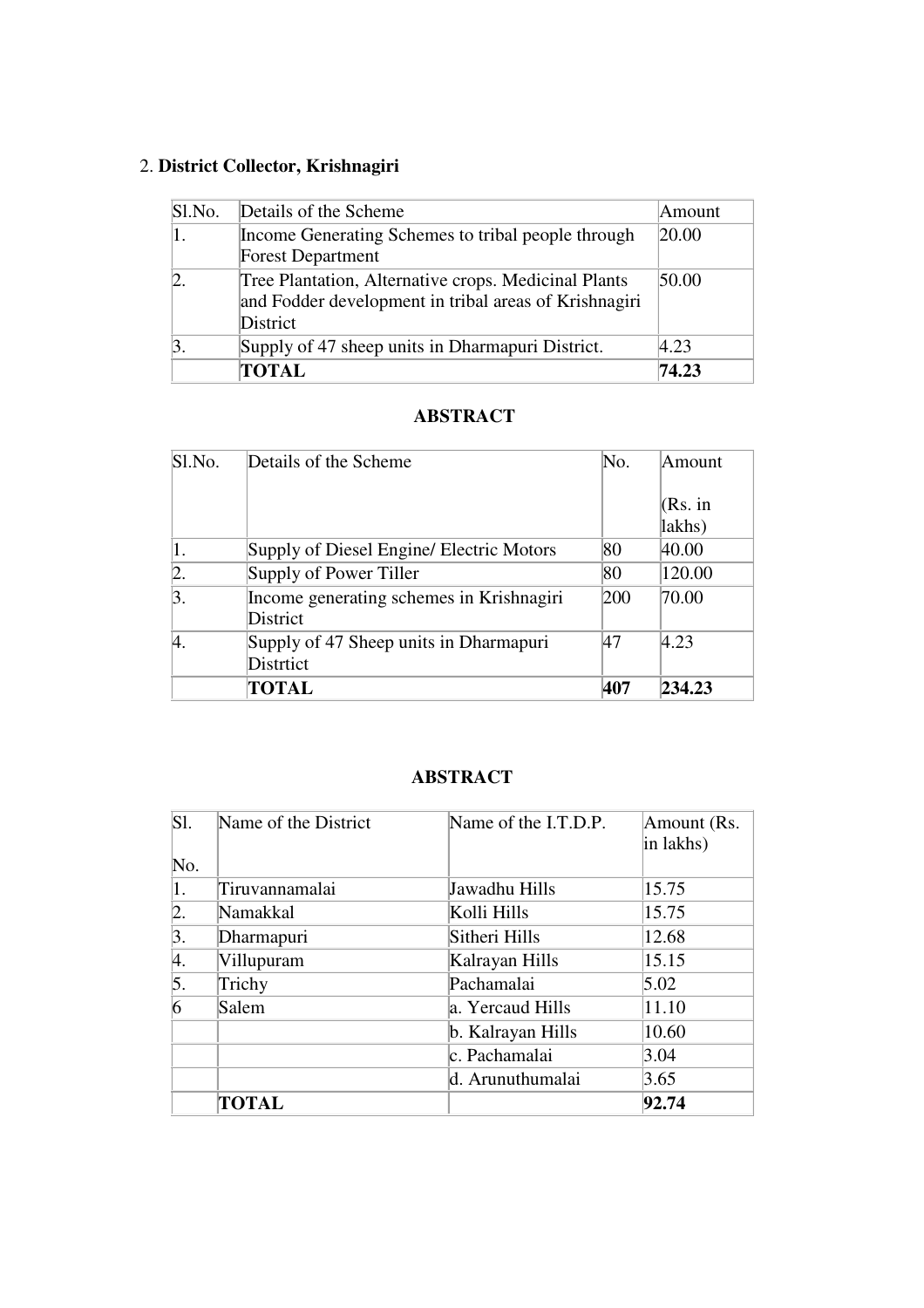2. **District Collector, Krishnagiri**

| Sl.No. | Details of the Scheme | Amount |
|---|---|---|
| 1. | Income Generating Schemes to tribal people through Forest Department | 20.00 |
| 2. | Tree Plantation, Alternative crops. Medicinal Plants and Fodder development in tribal areas of Krishnagiri District | 50.00 |
| 3. | Supply of 47 sheep units in Dharmapuri District. | 4.23 |
| | **TOTAL** | **74.23** |

### ABSTRACT

| Sl.No. | Details of the Scheme | No. | Amount (Rs. in lakhs) |
|---|---|---|---|
| 1. | Supply of Diesel Engine/ Electric Motors | 80 | 40.00 |
| 2. | Supply of Power Tiller | 80 | 120.00 |
| 3. | Income generating schemes in Krishnagiri District | 200 | 70.00 |
| 4. | Supply of 47 Sheep units in Dharmapuri Distrtict | 47 | 4.23 |
| | **TOTAL** | **407** | **234.23** |

### ABSTRACT

| Sl. No. | Name of the District | Name of the I.T.D.P. | Amount (Rs. in lakhs) |
|---|---|---|---|
| 1. | Tiruvannamalai | Jawadhu Hills | 15.75 |
| 2. | Namakkal | Kolli Hills | 15.75 |
| 3. | Dharmapuri | Sitheri Hills | 12.68 |
| 4. | Villupuram | Kalrayan Hills | 15.15 |
| 5. | Trichy | Pachamalai | 5.02 |
| 6 | Salem | a. Yercaud Hills | 11.10 |
| | | b. Kalrayan Hills | 10.60 |
| | | c. Pachamalai | 3.04 |
| | | d. Arunuthumalai | 3.65 |
| | **TOTAL** | | **92.74** |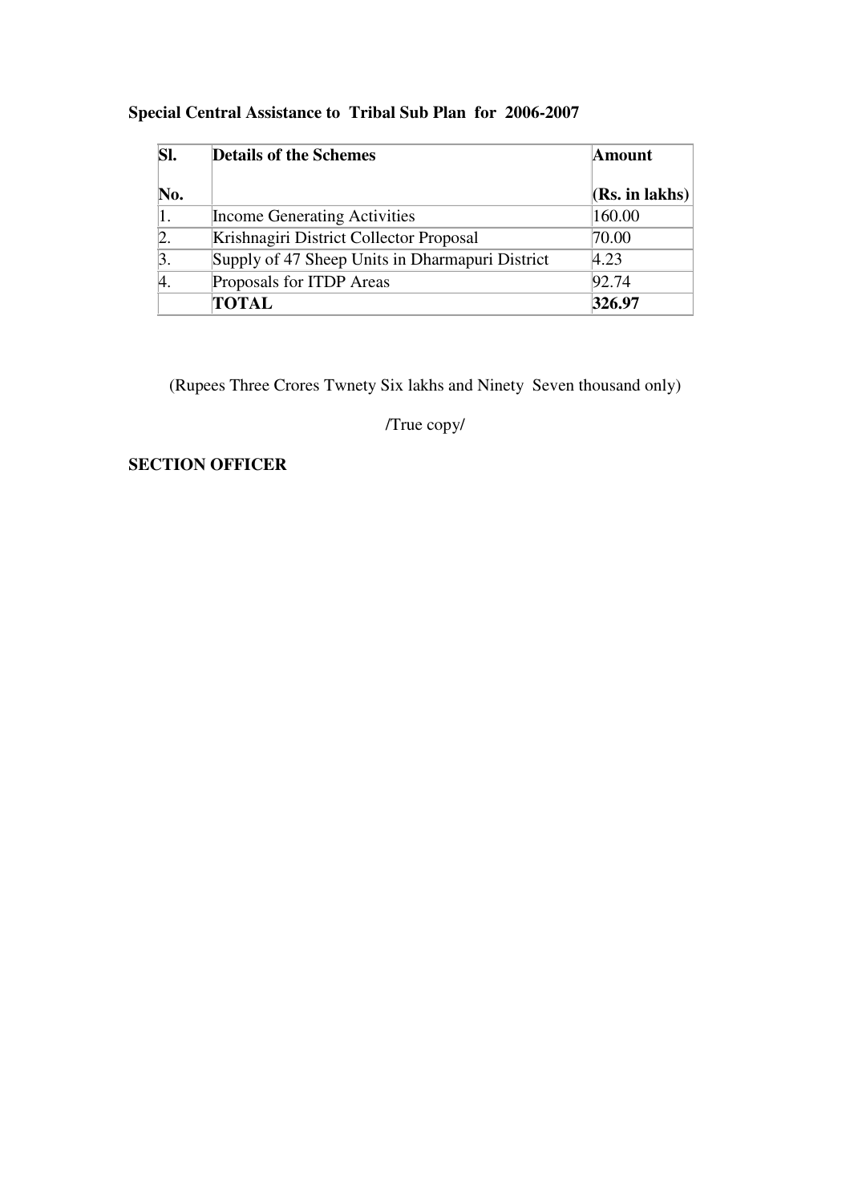**Special Central Assistance to Tribal Sub Plan for 2006-2007**

| Sl. No. | Details of the Schemes | Amount (Rs. in lakhs) |
|---|---|---|
| 1. | Income Generating Activities | 160.00 |
| 2. | Krishnagiri District Collector Proposal | 70.00 |
| 3. | Supply of 47 Sheep Units in Dharmapuri District | 4.23 |
| 4. | Proposals for ITDP Areas | 92.74 |
| | **TOTAL** | **326.97** |

(Rupees Three Crores Twnety Six lakhs and Ninety Seven thousand only)

/True copy/

**SECTION OFFICER**